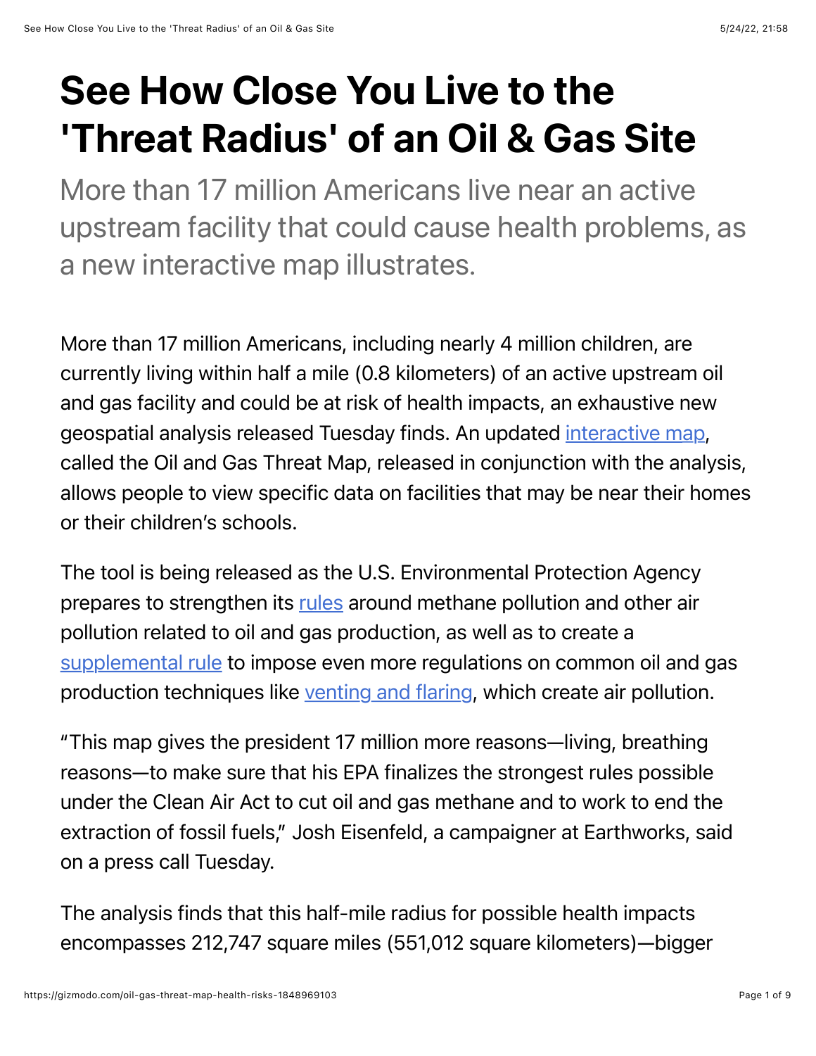# See How Close You Live to the 'Threat Radius' of an Oil & Gas Site

More than 17 million Americans live near an active upstream facility that could cause health problems, as a new interactive map illustrates.

More than 17 million Americans, including nearly 4 million children, are currently living within half a mile (0.8 kilometers) of an active upstream oil and gas facility and could be at risk of health impacts, an exhaustive new geospatial analysis released Tuesday finds. An updated interactive map, called the Oil and Gas Threat Map, released in conjunction with the analysis, allows people to view specific data on facilities that may be near their homes or their children's schools.

The tool is being released as the U.S. Environmental Protection Agency prepares to strengthen its rules around methane pollution and other air pollution related to oil and gas production, as well as to create a supplemental rule to impose even more regulations on common oil and gas production techniques like venting and flaring, which create air pollution.

"This map gives the president 17 million more reasons—living, breathing reasons—to make sure that his EPA finalizes the strongest rules possible under the Clean Air Act to cut oil and gas methane and to work to end the extraction of fossil fuels," Josh Eisenfeld, a campaigner at Earthworks, said on a press call Tuesday.

The analysis finds that this half-mile radius for possible health impacts encompasses 212,747 square miles (551,012 square kilometers)—bigger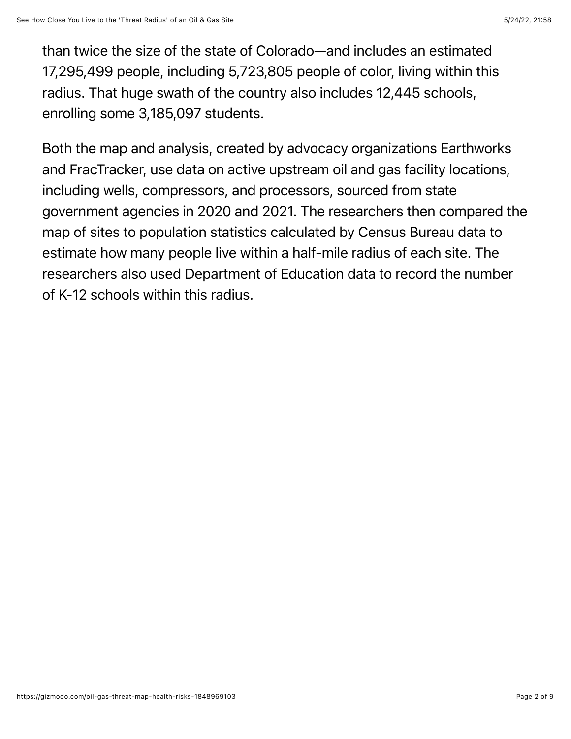than twice the size of the state of Colorado—and includes an estimated 17,295,499 people, including 5,723,805 people of color, living within this radius. That huge swath of the country also includes 12,445 schools, enrolling some 3,185,097 students.

Both the map and analysis, created by advocacy organizations Earthworks and FracTracker, use data on active upstream oil and gas facility locations, including wells, compressors, and processors, sourced from state government agencies in 2020 and 2021. The researchers then compared the map of sites to population statistics calculated by Census Bureau data to estimate how many people live within a half-mile radius of each site. The researchers also used Department of Education data to record the number of K-12 schools within this radius.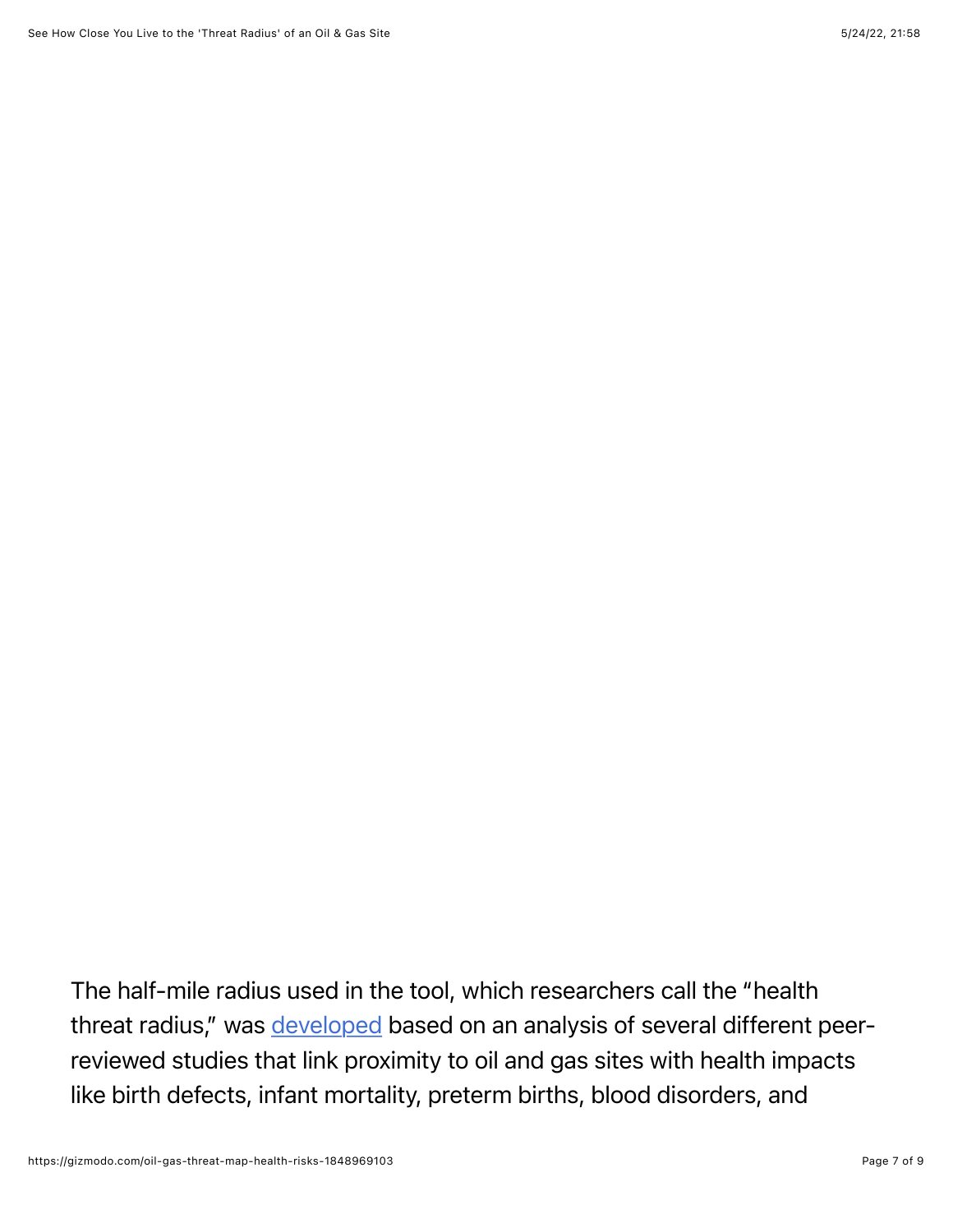The half-mile radius used in the tool, which researchers call the "health threat radius," was [developed](#) based on an analysis of several different peer-reviewed studies that link proximity to oil and gas sites with health impacts like birth defects, infant mortality, preterm births, blood disorders, and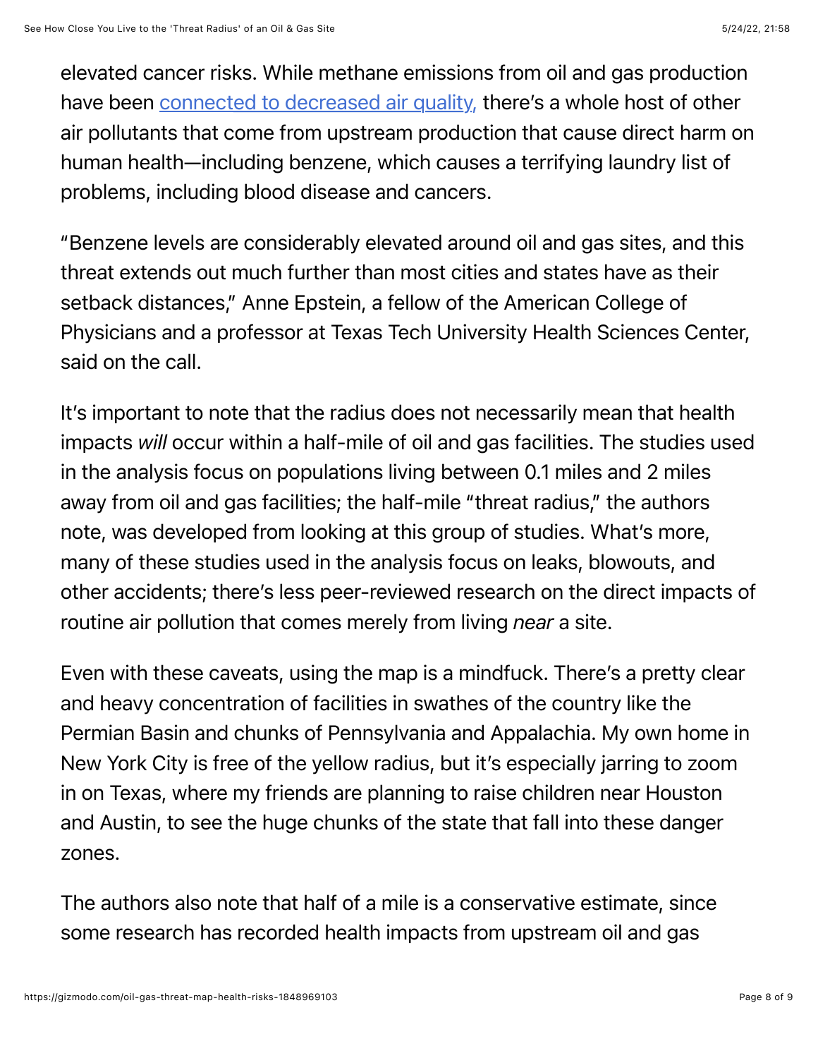elevated cancer risks. While methane emissions from oil and gas production have been [connected to decreased air quality,](#) there's a whole host of other air pollutants that come from upstream production that cause direct harm on human health—including benzene, which causes a terrifying laundry list of problems, including blood disease and cancers.

"Benzene levels are considerably elevated around oil and gas sites, and this threat extends out much further than most cities and states have as their setback distances," Anne Epstein, a fellow of the American College of Physicians and a professor at Texas Tech University Health Sciences Center, said on the call.

It's important to note that the radius does not necessarily mean that health impacts *will* occur within a half-mile of oil and gas facilities. The studies used in the analysis focus on populations living between 0.1 miles and 2 miles away from oil and gas facilities; the half-mile "threat radius," the authors note, was developed from looking at this group of studies. What's more, many of these studies used in the analysis focus on leaks, blowouts, and other accidents; there's less peer-reviewed research on the direct impacts of routine air pollution that comes merely from living *near* a site.

Even with these caveats, using the map is a mindfuck. There's a pretty clear and heavy concentration of facilities in swathes of the country like the Permian Basin and chunks of Pennsylvania and Appalachia. My own home in New York City is free of the yellow radius, but it's especially jarring to zoom in on Texas, where my friends are planning to raise children near Houston and Austin, to see the huge chunks of the state that fall into these danger zones.

The authors also note that half of a mile is a conservative estimate, since some research has recorded health impacts from upstream oil and gas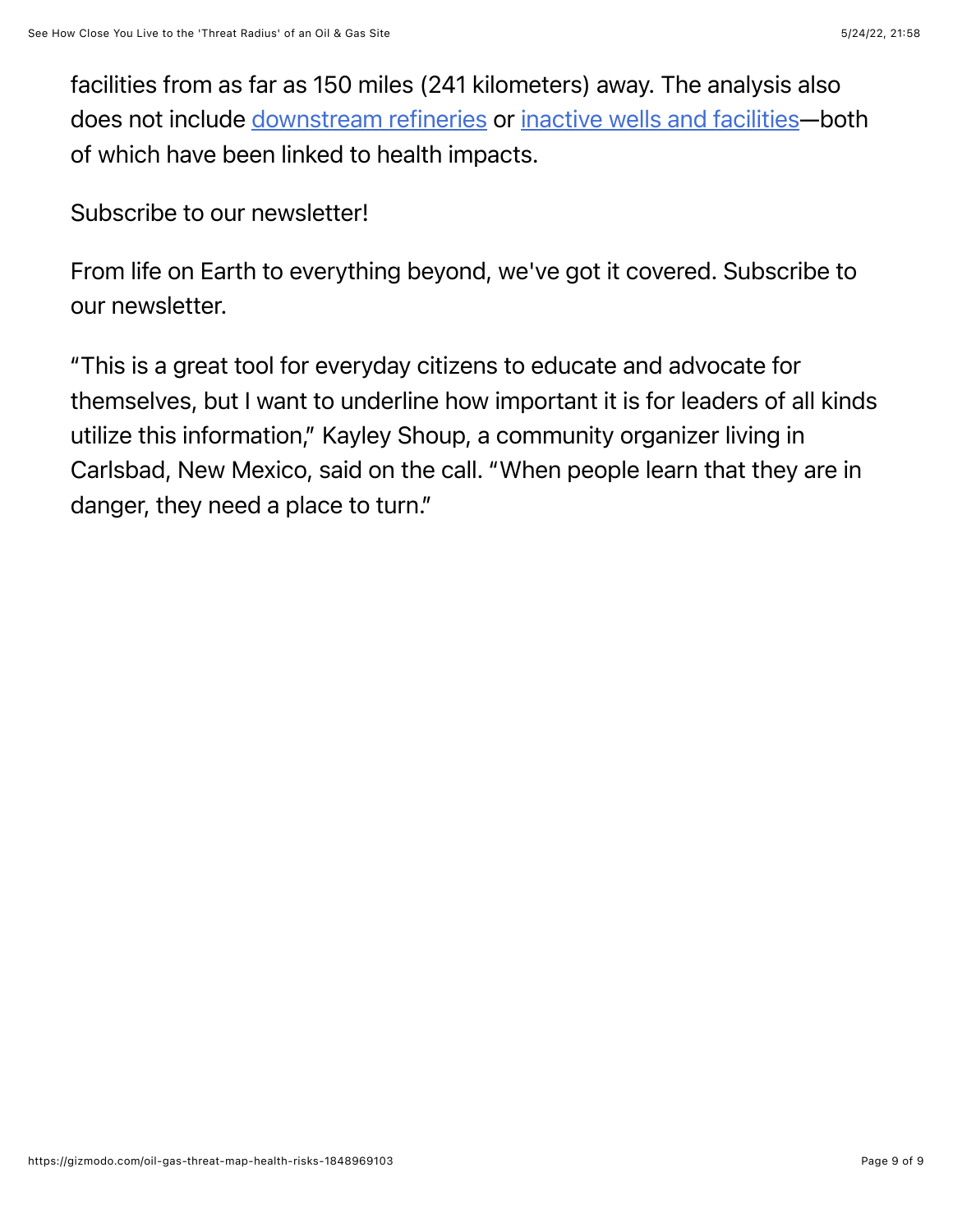facilities from as far as 150 miles (241 kilometers) away. The analysis also does not include [downstream refineries] or [inactive wells and facilities]—both of which have been linked to health impacts.

Subscribe to our newsletter!

From life on Earth to everything beyond, we've got it covered. Subscribe to our newsletter.

"This is a great tool for everyday citizens to educate and advocate for themselves, but I want to underline how important it is for leaders of all kinds utilize this information," Kayley Shoup, a community organizer living in Carlsbad, New Mexico, said on the call. "When people learn that they are in danger, they need a place to turn."